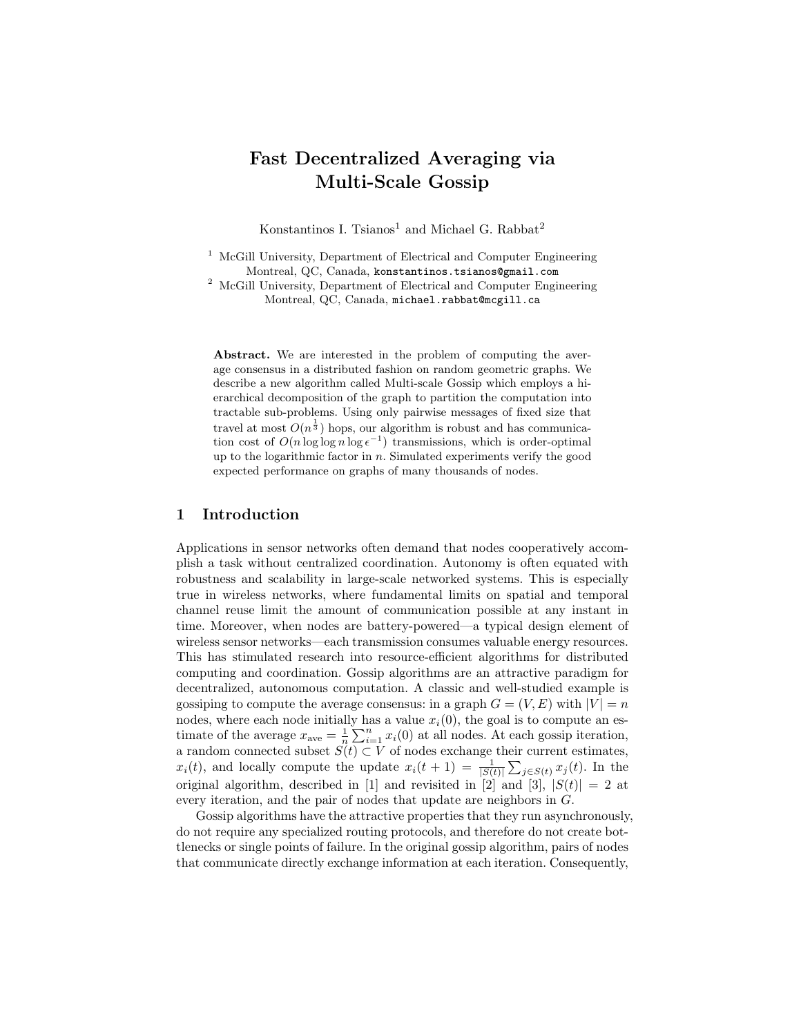# Fast Decentralized Averaging via Multi-Scale Gossip

Konstantinos I. Tsianos[1] and Michael G. Rabbat[2]

[1] McGill University, Department of Electrical and Computer Engineering Montreal, QC, Canada, `konstantinos.tsianos@gmail.com`

[2] McGill University, Department of Electrical and Computer Engineering Montreal, QC, Canada, `michael.rabbat@mcgill.ca`

**Abstract.** We are interested in the problem of computing the average consensus in a distributed fashion on random geometric graphs. We describe a new algorithm called Multi-scale Gossip which employs a hierarchical decomposition of the graph to partition the computation into tractable sub-problems. Using only pairwise messages of fixed size that travel at most $O(n^{\frac{1}{3}})$ hops, our algorithm is robust and has communication cost of $O(n \log \log n \log \epsilon^{-1})$ transmissions, which is order-optimal up to the logarithmic factor in $n$. Simulated experiments verify the good expected performance on graphs of many thousands of nodes.

## 1 Introduction

Applications in sensor networks often demand that nodes cooperatively accomplish a task without centralized coordination. Autonomy is often equated with robustness and scalability in large-scale networked systems. This is especially true in wireless networks, where fundamental limits on spatial and temporal channel reuse limit the amount of communication possible at any instant in time. Moreover, when nodes are battery-powered—a typical design element of wireless sensor networks—each transmission consumes valuable energy resources. This has stimulated research into resource-efficient algorithms for distributed computing and coordination. Gossip algorithms are an attractive paradigm for decentralized, autonomous computation. A classic and well-studied example is gossiping to compute the average consensus: in a graph $G = (V, E)$ with $|V| = n$ nodes, where each node initially has a value $x_i(0)$, the goal is to compute an estimate of the average $x_{\text{ave}} = \frac{1}{n}\sum_{i=1}^{n} x_i(0)$ at all nodes. At each gossip iteration, a random connected subset $S(t) \subset V$ of nodes exchange their current estimates, $x_i(t)$, and locally compute the update $x_i(t+1) = \frac{1}{|S(t)|}\sum_{j \in S(t)} x_j(t)$. In the original algorithm, described in [1] and revisited in [2] and [3], $|S(t)| = 2$ at every iteration, and the pair of nodes that update are neighbors in $G$.

Gossip algorithms have the attractive properties that they run asynchronously, do not require any specialized routing protocols, and therefore do not create bottlenecks or single points of failure. In the original gossip algorithm, pairs of nodes that communicate directly exchange information at each iteration. Consequently,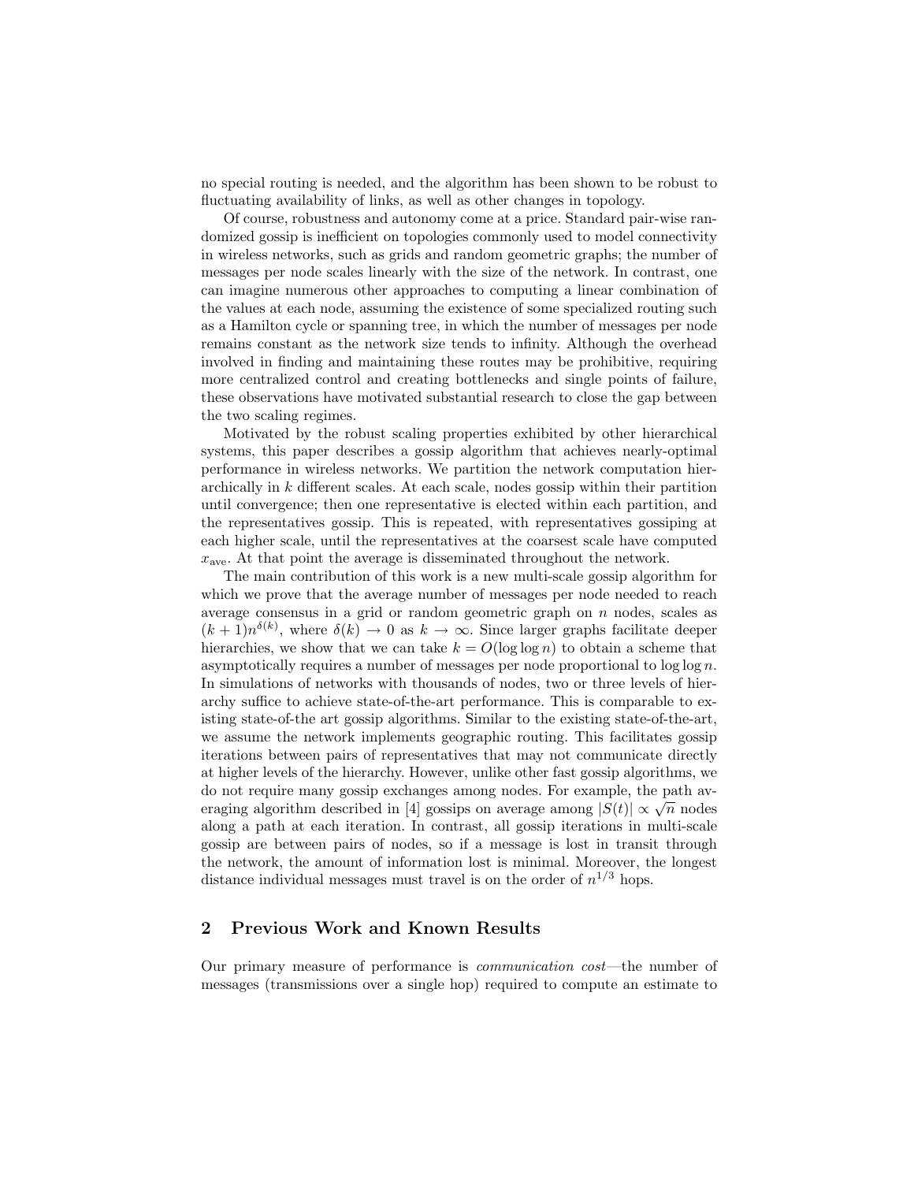no special routing is needed, and the algorithm has been shown to be robust to fluctuating availability of links, as well as other changes in topology.

Of course, robustness and autonomy come at a price. Standard pair-wise randomized gossip is inefficient on topologies commonly used to model connectivity in wireless networks, such as grids and random geometric graphs; the number of messages per node scales linearly with the size of the network. In contrast, one can imagine numerous other approaches to computing a linear combination of the values at each node, assuming the existence of some specialized routing such as a Hamilton cycle or spanning tree, in which the number of messages per node remains constant as the network size tends to infinity. Although the overhead involved in finding and maintaining these routes may be prohibitive, requiring more centralized control and creating bottlenecks and single points of failure, these observations have motivated substantial research to close the gap between the two scaling regimes.

Motivated by the robust scaling properties exhibited by other hierarchical systems, this paper describes a gossip algorithm that achieves nearly-optimal performance in wireless networks. We partition the network computation hierarchically in $k$ different scales. At each scale, nodes gossip within their partition until convergence; then one representative is elected within each partition, and the representatives gossip. This is repeated, with representatives gossiping at each higher scale, until the representatives at the coarsest scale have computed $x_{\text{ave}}$. At that point the average is disseminated throughout the network.

The main contribution of this work is a new multi-scale gossip algorithm for which we prove that the average number of messages per node needed to reach average consensus in a grid or random geometric graph on $n$ nodes, scales as $(k+1)n^{\delta(k)}$, where $\delta(k) \to 0$ as $k \to \infty$. Since larger graphs facilitate deeper hierarchies, we show that we can take $k = O(\log \log n)$ to obtain a scheme that asymptotically requires a number of messages per node proportional to $\log \log n$. In simulations of networks with thousands of nodes, two or three levels of hierarchy suffice to achieve state-of-the-art performance. This is comparable to existing state-of-the art gossip algorithms. Similar to the existing state-of-the-art, we assume the network implements geographic routing. This facilitates gossip iterations between pairs of representatives that may not communicate directly at higher levels of the hierarchy. However, unlike other fast gossip algorithms, we do not require many gossip exchanges among nodes. For example, the path averaging algorithm described in [4] gossips on average among $|S(t)| \propto \sqrt{n}$ nodes along a path at each iteration. In contrast, all gossip iterations in multi-scale gossip are between pairs of nodes, so if a message is lost in transit through the network, the amount of information lost is minimal. Moreover, the longest distance individual messages must travel is on the order of $n^{1/3}$ hops.

## 2 Previous Work and Known Results

Our primary measure of performance is *communication cost*—the number of messages (transmissions over a single hop) required to compute an estimate to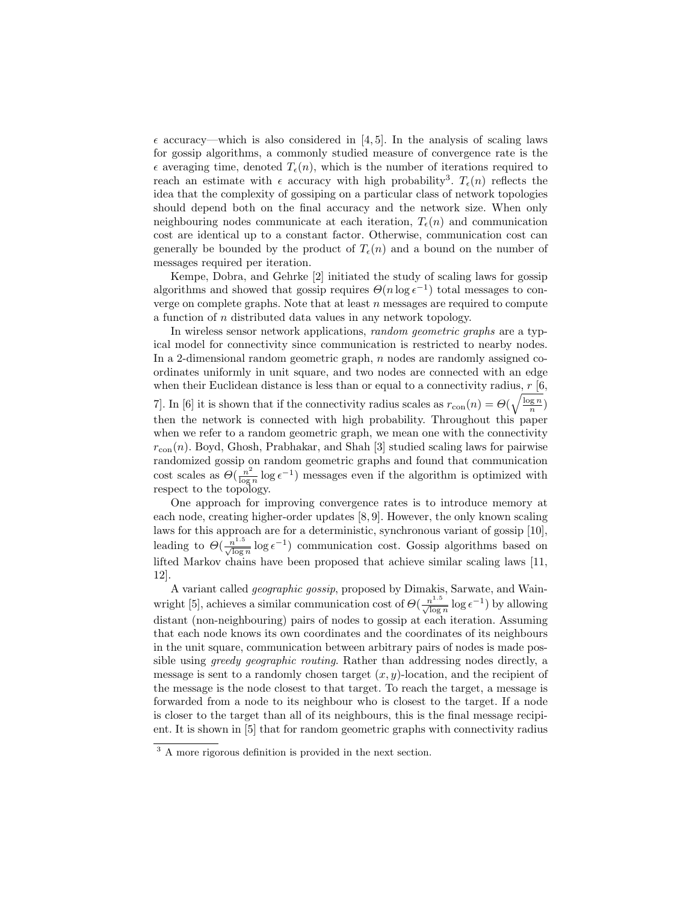$\epsilon$ accuracy—which is also considered in [4, 5]. In the analysis of scaling laws for gossip algorithms, a commonly studied measure of convergence rate is the $\epsilon$ averaging time, denoted $T_\epsilon(n)$, which is the number of iterations required to reach an estimate with $\epsilon$ accuracy with high probability[3]. $T_\epsilon(n)$ reflects the idea that the complexity of gossiping on a particular class of network topologies should depend both on the final accuracy and the network size. When only neighbouring nodes communicate at each iteration, $T_\epsilon(n)$ and communication cost are identical up to a constant factor. Otherwise, communication cost can generally be bounded by the product of $T_\epsilon(n)$ and a bound on the number of messages required per iteration.

Kempe, Dobra, and Gehrke [2] initiated the study of scaling laws for gossip algorithms and showed that gossip requires $\Theta(n \log \epsilon^{-1})$ total messages to converge on complete graphs. Note that at least $n$ messages are required to compute a function of $n$ distributed data values in any network topology.

In wireless sensor network applications, *random geometric graphs* are a typical model for connectivity since communication is restricted to nearby nodes. In a 2-dimensional random geometric graph, $n$ nodes are randomly assigned coordinates uniformly in unit square, and two nodes are connected with an edge when their Euclidean distance is less than or equal to a connectivity radius, $r$ [6, 7]. In [6] it is shown that if the connectivity radius scales as $r_{\text{con}}(n) = \Theta(\sqrt{\frac{\log n}{n}})$ then the network is connected with high probability. Throughout this paper when we refer to a random geometric graph, we mean one with the connectivity $r_{\text{con}}(n)$. Boyd, Ghosh, Prabhakar, and Shah [3] studied scaling laws for pairwise randomized gossip on random geometric graphs and found that communication cost scales as $\Theta(\frac{n^2}{\log n} \log \epsilon^{-1})$ messages even if the algorithm is optimized with respect to the topology.

One approach for improving convergence rates is to introduce memory at each node, creating higher-order updates [8, 9]. However, the only known scaling laws for this approach are for a deterministic, synchronous variant of gossip [10], leading to $\Theta(\frac{n^{1.5}}{\sqrt{\log n}} \log \epsilon^{-1})$ communication cost. Gossip algorithms based on lifted Markov chains have been proposed that achieve similar scaling laws [11, 12].

A variant called *geographic gossip*, proposed by Dimakis, Sarwate, and Wainwright [5], achieves a similar communication cost of $\Theta(\frac{n^{1.5}}{\sqrt{\log n}} \log \epsilon^{-1})$ by allowing distant (non-neighbouring) pairs of nodes to gossip at each iteration. Assuming that each node knows its own coordinates and the coordinates of its neighbours in the unit square, communication between arbitrary pairs of nodes is made possible using *greedy geographic routing*. Rather than addressing nodes directly, a message is sent to a randomly chosen target $(x, y)$-location, and the recipient of the message is the node closest to that target. To reach the target, a message is forwarded from a node to its neighbour who is closest to the target. If a node is closer to the target than all of its neighbours, this is the final message recipient. It is shown in [5] that for random geometric graphs with connectivity radius

[3] A more rigorous definition is provided in the next section.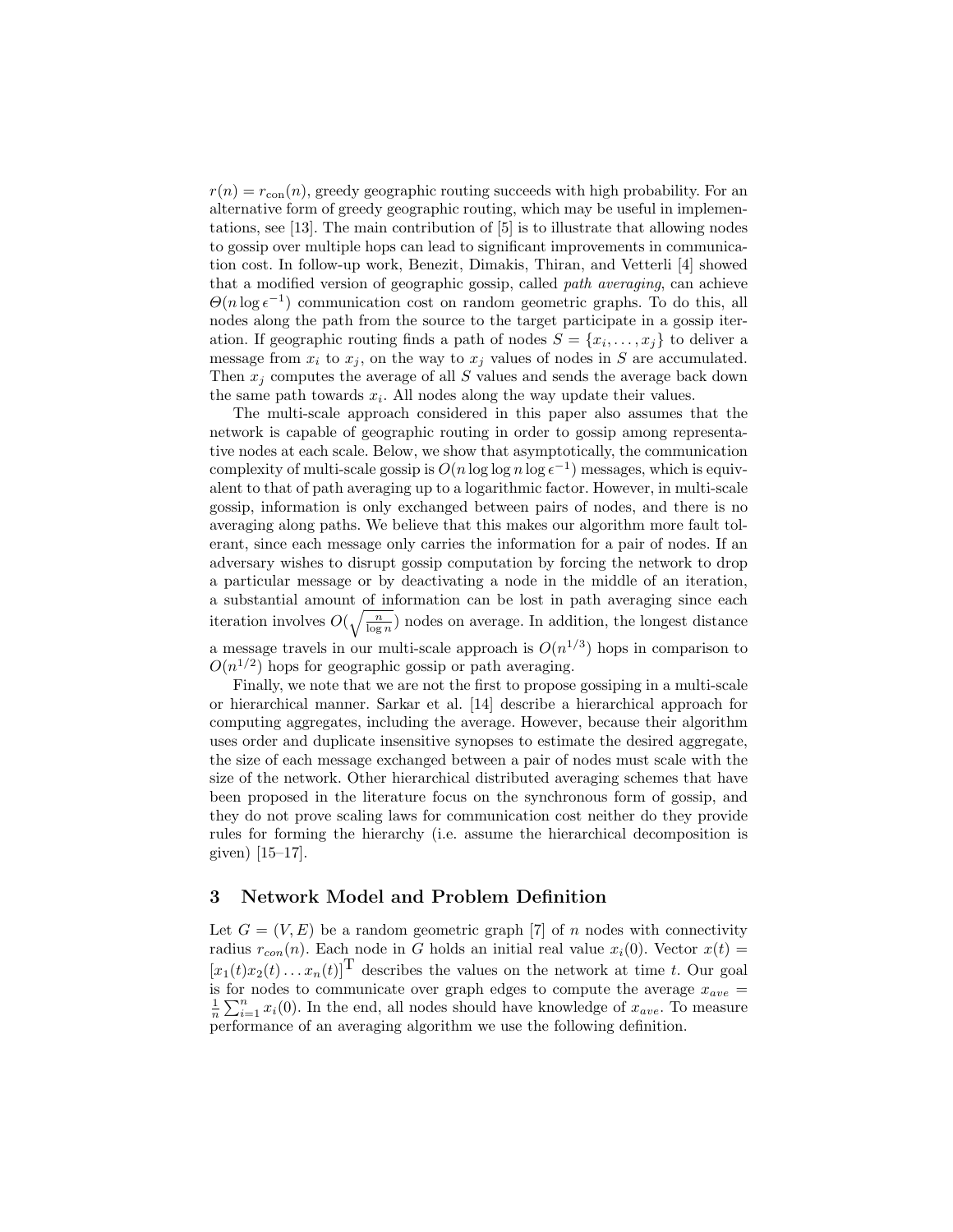$r(n) = r_{\mathrm{con}}(n)$, greedy geographic routing succeeds with high probability. For an alternative form of greedy geographic routing, which may be useful in implementations, see [13]. The main contribution of [5] is to illustrate that allowing nodes to gossip over multiple hops can lead to significant improvements in communication cost. In follow-up work, Benezit, Dimakis, Thiran, and Vetterli [4] showed that a modified version of geographic gossip, called *path averaging*, can achieve $\Theta(n \log \epsilon^{-1})$ communication cost on random geometric graphs. To do this, all nodes along the path from the source to the target participate in a gossip iteration. If geographic routing finds a path of nodes $S = \{x_i, \ldots, x_j\}$ to deliver a message from $x_i$ to $x_j$, on the way to $x_j$ values of nodes in $S$ are accumulated. Then $x_j$ computes the average of all $S$ values and sends the average back down the same path towards $x_i$. All nodes along the way update their values.

The multi-scale approach considered in this paper also assumes that the network is capable of geographic routing in order to gossip among representative nodes at each scale. Below, we show that asymptotically, the communication complexity of multi-scale gossip is $O(n \log \log n \log \epsilon^{-1})$ messages, which is equivalent to that of path averaging up to a logarithmic factor. However, in multi-scale gossip, information is only exchanged between pairs of nodes, and there is no averaging along paths. We believe that this makes our algorithm more fault tolerant, since each message only carries the information for a pair of nodes. If an adversary wishes to disrupt gossip computation by forcing the network to drop a particular message or by deactivating a node in the middle of an iteration, a substantial amount of information can be lost in path averaging since each iteration involves $O(\sqrt{\frac{n}{\log n}})$ nodes on average. In addition, the longest distance a message travels in our multi-scale approach is $O(n^{1/3})$ hops in comparison to $O(n^{1/2})$ hops for geographic gossip or path averaging.

Finally, we note that we are not the first to propose gossiping in a multi-scale or hierarchical manner. Sarkar et al. [14] describe a hierarchical approach for computing aggregates, including the average. However, because their algorithm uses order and duplicate insensitive synopses to estimate the desired aggregate, the size of each message exchanged between a pair of nodes must scale with the size of the network. Other hierarchical distributed averaging schemes that have been proposed in the literature focus on the synchronous form of gossip, and they do not prove scaling laws for communication cost neither do they provide rules for forming the hierarchy (i.e. assume the hierarchical decomposition is given) [15–17].

## 3 Network Model and Problem Definition

Let $G = (V, E)$ be a random geometric graph [7] of $n$ nodes with connectivity radius $r_{con}(n)$. Each node in $G$ holds an initial real value $x_i(0)$. Vector $x(t) = [x_1(t) x_2(t) \ldots x_n(t)]^{\mathrm{T}}$ describes the values on the network at time $t$. Our goal is for nodes to communicate over graph edges to compute the average $x_{ave} = \frac{1}{n}\sum_{i=1}^{n} x_i(0)$. In the end, all nodes should have knowledge of $x_{ave}$. To measure performance of an averaging algorithm we use the following definition.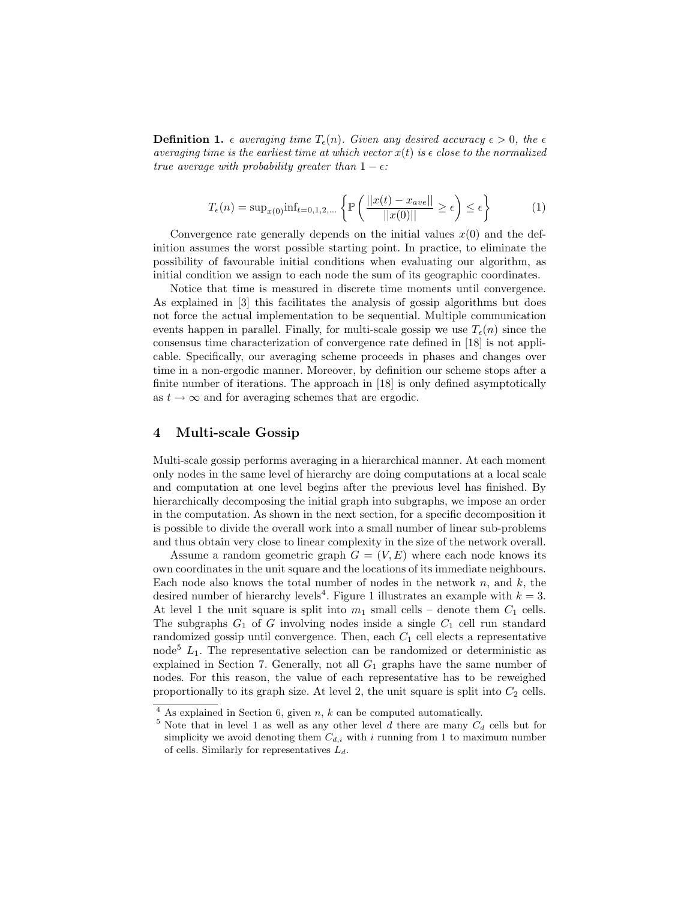**Definition 1.** *$\epsilon$ averaging time $T_\epsilon(n)$. Given any desired accuracy $\epsilon > 0$, the $\epsilon$ averaging time is the earliest time at which vector $x(t)$ is $\epsilon$ close to the normalized true average with probability greater than $1 - \epsilon$:*

$$T_\epsilon(n) = \sup_{x(0)} \inf_{t=0,1,2,\ldots} \left\{ \mathbb{P}\left( \frac{||x(t) - x_{ave}||}{||x(0)||} \geq \epsilon \right) \leq \epsilon \right\} \tag{1}$$

Convergence rate generally depends on the initial values $x(0)$ and the definition assumes the worst possible starting point. In practice, to eliminate the possibility of favourable initial conditions when evaluating our algorithm, as initial condition we assign to each node the sum of its geographic coordinates.

Notice that time is measured in discrete time moments until convergence. As explained in [3] this facilitates the analysis of gossip algorithms but does not force the actual implementation to be sequential. Multiple communication events happen in parallel. Finally, for multi-scale gossip we use $T_\epsilon(n)$ since the consensus time characterization of convergence rate defined in [18] is not applicable. Specifically, our averaging scheme proceeds in phases and changes over time in a non-ergodic manner. Moreover, by definition our scheme stops after a finite number of iterations. The approach in [18] is only defined asymptotically as $t \to \infty$ and for averaging schemes that are ergodic.

## 4 Multi-scale Gossip

Multi-scale gossip performs averaging in a hierarchical manner. At each moment only nodes in the same level of hierarchy are doing computations at a local scale and computation at one level begins after the previous level has finished. By hierarchically decomposing the initial graph into subgraphs, we impose an order in the computation. As shown in the next section, for a specific decomposition it is possible to divide the overall work into a small number of linear sub-problems and thus obtain very close to linear complexity in the size of the network overall.

Assume a random geometric graph $G = (V, E)$ where each node knows its own coordinates in the unit square and the locations of its immediate neighbours. Each node also knows the total number of nodes in the network $n$, and $k$, the desired number of hierarchy levels[4]. Figure 1 illustrates an example with $k = 3$. At level 1 the unit square is split into $m_1$ small cells – denote them $C_1$ cells. The subgraphs $G_1$ of $G$ involving nodes inside a single $C_1$ cell run standard randomized gossip until convergence. Then, each $C_1$ cell elects a representative node[5] $L_1$. The representative selection can be randomized or deterministic as explained in Section 7. Generally, not all $G_1$ graphs have the same number of nodes. For this reason, the value of each representative has to be reweighed proportionally to its graph size. At level 2, the unit square is split into $C_2$ cells.

[4] As explained in Section 6, given $n$, $k$ can be computed automatically.

[5] Note that in level 1 as well as any other level $d$ there are many $C_d$ cells but for simplicity we avoid denoting them $C_{d,i}$ with $i$ running from 1 to maximum number of cells. Similarly for representatives $L_d$.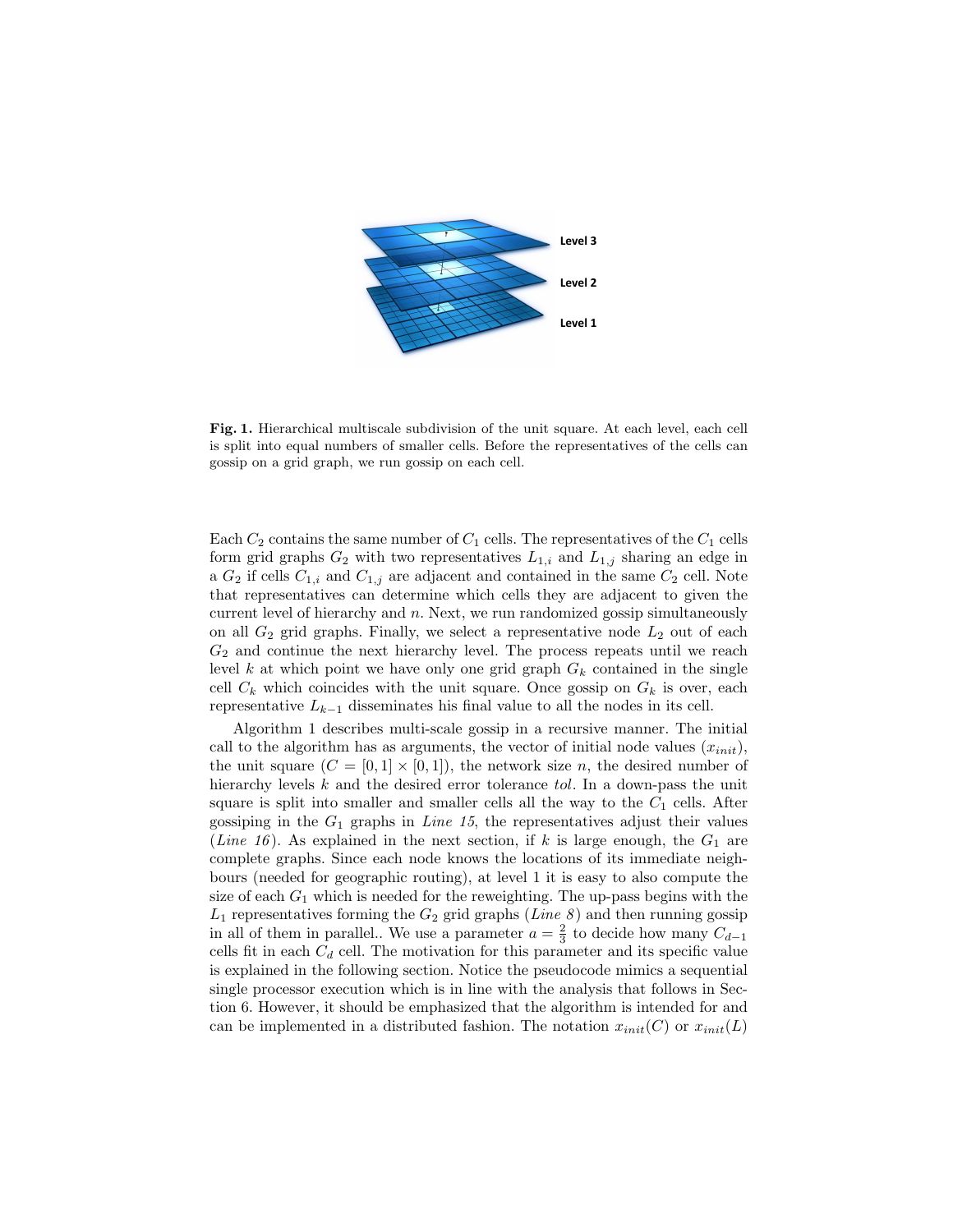**Fig. 1.** Hierarchical multiscale subdivision of the unit square. At each level, each cell is split into equal numbers of smaller cells. Before the representatives of the cells can gossip on a grid graph, we run gossip on each cell.

Each $C_2$ contains the same number of $C_1$ cells. The representatives of the $C_1$ cells form grid graphs $G_2$ with two representatives $L_{1,i}$ and $L_{1,j}$ sharing an edge in a $G_2$ if cells $C_{1,i}$ and $C_{1,j}$ are adjacent and contained in the same $C_2$ cell. Note that representatives can determine which cells they are adjacent to given the current level of hierarchy and $n$. Next, we run randomized gossip simultaneously on all $G_2$ grid graphs. Finally, we select a representative node $L_2$ out of each $G_2$ and continue the next hierarchy level. The process repeats until we reach level $k$ at which point we have only one grid graph $G_k$ contained in the single cell $C_k$ which coincides with the unit square. Once gossip on $G_k$ is over, each representative $L_{k-1}$ disseminates his final value to all the nodes in its cell.

Algorithm 1 describes multi-scale gossip in a recursive manner. The initial call to the algorithm has as arguments, the vector of initial node values ($x_{init}$), the unit square ($C = [0,1] \times [0,1]$), the network size $n$, the desired number of hierarchy levels $k$ and the desired error tolerance *tol*. In a down-pass the unit square is split into smaller and smaller cells all the way to the $C_1$ cells. After gossiping in the $G_1$ graphs in *Line 15*, the representatives adjust their values (*Line 16*). As explained in the next section, if $k$ is large enough, the $G_1$ are complete graphs. Since each node knows the locations of its immediate neighbours (needed for geographic routing), at level 1 it is easy to also compute the size of each $G_1$ which is needed for the reweighting. The up-pass begins with the $L_1$ representatives forming the $G_2$ grid graphs (*Line 8*) and then running gossip in all of them in parallel.. We use a parameter $a = \frac{2}{3}$ to decide how many $C_{d-1}$ cells fit in each $C_d$ cell. The motivation for this parameter and its specific value is explained in the following section. Notice the pseudocode mimics a sequential single processor execution which is in line with the analysis that follows in Section 6. However, it should be emphasized that the algorithm is intended for and can be implemented in a distributed fashion. The notation $x_{init}(C)$ or $x_{init}(L)$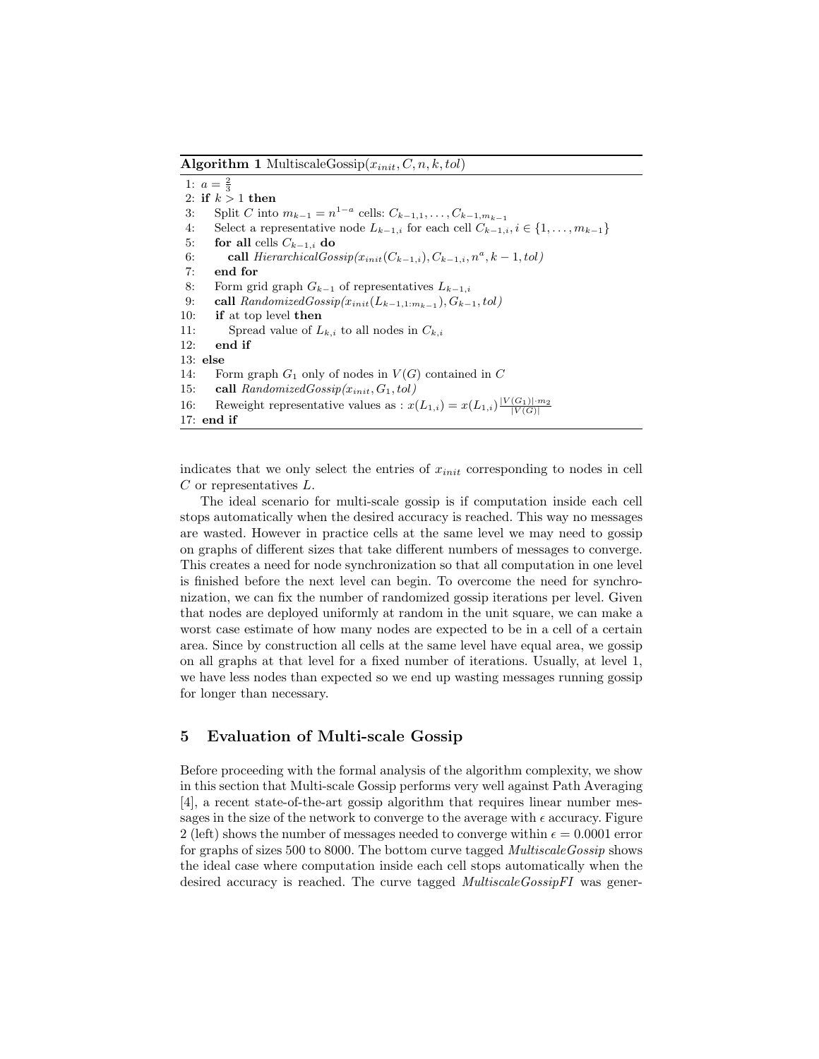**Algorithm 1** MultiscaleGossip($x_{init}, C, n, k, tol$)

```
1: a = 2/3
2: if k > 1 then
3:     Split C into m_{k-1} = n^{1-a} cells: C_{k-1,1}, ..., C_{k-1,m_{k-1}}
4:     Select a representative node L_{k-1,i} for each cell C_{k-1,i}, i ∈ {1, ..., m_{k-1}}
5:     for all cells C_{k-1,i} do
6:         call HierarchicalGossip(x_init(C_{k-1,i}), C_{k-1,i}, n^a, k-1, tol)
7:     end for
8:     Form grid graph G_{k-1} of representatives L_{k-1,i}
9:     call RandomizedGossip(x_init(L_{k-1,1:m_{k-1}}), G_{k-1}, tol)
10:    if at top level then
11:        Spread value of L_{k,i} to all nodes in C_{k,i}
12:    end if
13: else
14:    Form graph G_1 only of nodes in V(G) contained in C
15:    call RandomizedGossip(x_init, G_1, tol)
16:    Reweight representative values as : x(L_{1,i}) = x(L_{1,i}) |V(G_1)|·m_2 / |V(G)|
17: end if
```

indicates that we only select the entries of $x_{init}$ corresponding to nodes in cell $C$ or representatives $L$.

The ideal scenario for multi-scale gossip is if computation inside each cell stops automatically when the desired accuracy is reached. This way no messages are wasted. However in practice cells at the same level we may need to gossip on graphs of different sizes that take different numbers of messages to converge. This creates a need for node synchronization so that all computation in one level is finished before the next level can begin. To overcome the need for synchronization, we can fix the number of randomized gossip iterations per level. Given that nodes are deployed uniformly at random in the unit square, we can make a worst case estimate of how many nodes are expected to be in a cell of a certain area. Since by construction all cells at the same level have equal area, we gossip on all graphs at that level for a fixed number of iterations. Usually, at level 1, we have less nodes than expected so we end up wasting messages running gossip for longer than necessary.

## 5 Evaluation of Multi-scale Gossip

Before proceeding with the formal analysis of the algorithm complexity, we show in this section that Multi-scale Gossip performs very well against Path Averaging [4], a recent state-of-the-art gossip algorithm that requires linear number messages in the size of the network to converge to the average with $\epsilon$ accuracy. Figure 2 (left) shows the number of messages needed to converge within $\epsilon = 0.0001$ error for graphs of sizes 500 to 8000. The bottom curve tagged *MultiscaleGossip* shows the ideal case where computation inside each cell stops automatically when the desired accuracy is reached. The curve tagged *MultiscaleGossipFI* was gener-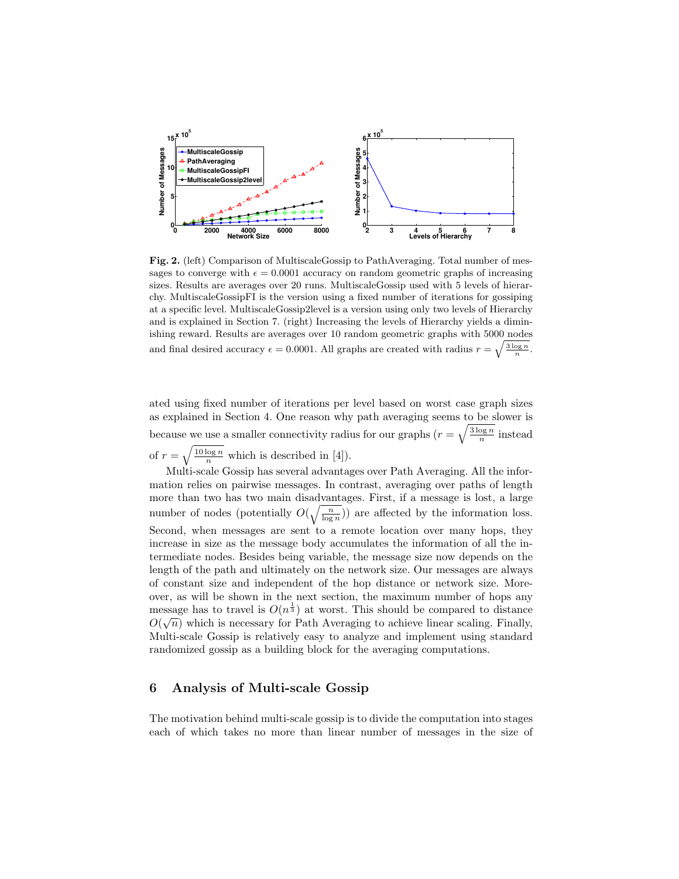**Fig. 2.** (left) Comparison of MultiscaleGossip to PathAveraging. Total number of messages to converge with $\epsilon = 0.0001$ accuracy on random geometric graphs of increasing sizes. Results are averages over 20 runs. MultiscaleGossip used with 5 levels of hierarchy. MultiscaleGossipFI is the version using a fixed number of iterations for gossiping at a specific level. MultiscaleGossip2level is a version using only two levels of Hierarchy and is explained in Section 7. (right) Increasing the levels of Hierarchy yields a diminishing reward. Results are averages over 10 random geometric graphs with 5000 nodes and final desired accuracy $\epsilon = 0.0001$. All graphs are created with radius $r = \sqrt{\frac{3 \log n}{n}}$.

ated using fixed number of iterations per level based on worst case graph sizes as explained in Section 4. One reason why path averaging seems to be slower is because we use a smaller connectivity radius for our graphs ($r = \sqrt{\frac{3 \log n}{n}}$ instead of $r = \sqrt{\frac{10 \log n}{n}}$ which is described in [4]).

Multi-scale Gossip has several advantages over Path Averaging. All the information relies on pairwise messages. In contrast, averaging over paths of length more than two has two main disadvantages. First, if a message is lost, a large number of nodes (potentially $O(\sqrt{\frac{n}{\log n}})$) are affected by the information loss. Second, when messages are sent to a remote location over many hops, they increase in size as the message body accumulates the information of all the intermediate nodes. Besides being variable, the message size now depends on the length of the path and ultimately on the network size. Our messages are always of constant size and independent of the hop distance or network size. Moreover, as will be shown in the next section, the maximum number of hops any message has to travel is $O(n^{\frac{1}{3}})$ at worst. This should be compared to distance $O(\sqrt{n})$ which is necessary for Path Averaging to achieve linear scaling. Finally, Multi-scale Gossip is relatively easy to analyze and implement using standard randomized gossip as a building block for the averaging computations.

## 6 Analysis of Multi-scale Gossip

The motivation behind multi-scale gossip is to divide the computation into stages each of which takes no more than linear number of messages in the size of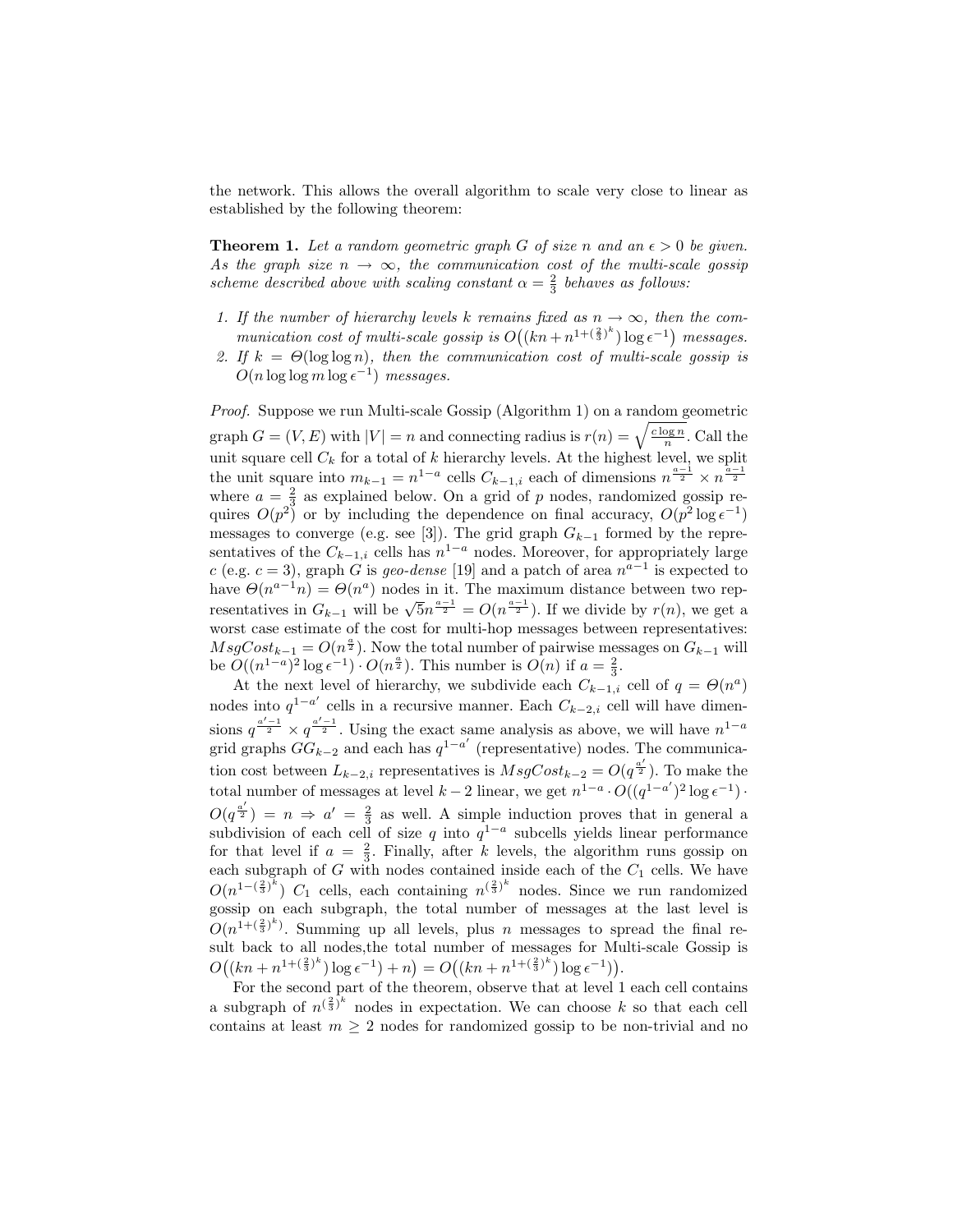the network. This allows the overall algorithm to scale very close to linear as established by the following theorem:

**Theorem 1.** *Let a random geometric graph $G$ of size $n$ and an $\epsilon > 0$ be given. As the graph size $n \to \infty$, the communication cost of the multi-scale gossip scheme described above with scaling constant $\alpha = \frac{2}{3}$ behaves as follows:*

1. *If the number of hierarchy levels $k$ remains fixed as $n \to \infty$, then the communication cost of multi-scale gossip is $O\big((kn + n^{1+(\frac{2}{3})^k}) \log \epsilon^{-1}\big)$ messages.*
2. *If $k = \Theta(\log \log n)$, then the communication cost of multi-scale gossip is $O(n \log \log m \log \epsilon^{-1})$ messages.*

*Proof.* Suppose we run Multi-scale Gossip (Algorithm 1) on a random geometric graph $G = (V, E)$ with $|V| = n$ and connecting radius is $r(n) = \sqrt{\frac{c \log n}{n}}$. Call the unit square cell $C_k$ for a total of $k$ hierarchy levels. At the highest level, we split the unit square into $m_{k-1} = n^{1-a}$ cells $C_{k-1,i}$ each of dimensions $n^{\frac{a-1}{2}} \times n^{\frac{a-1}{2}}$ where $a = \frac{2}{3}$ as explained below. On a grid of $p$ nodes, randomized gossip requires $O(p^2)$ or by including the dependence on final accuracy, $O(p^2 \log \epsilon^{-1})$ messages to converge (e.g. see [3]). The grid graph $G_{k-1}$ formed by the representatives of the $C_{k-1,i}$ cells has $n^{1-a}$ nodes. Moreover, for appropriately large $c$ (e.g. $c = 3$), graph $G$ is *geo-dense* [19] and a patch of area $n^{a-1}$ is expected to have $\Theta(n^{a-1} n) = \Theta(n^a)$ nodes in it. The maximum distance between two representatives in $G_{k-1}$ will be $\sqrt{5} n^{\frac{a-1}{2}} = O(n^{\frac{a-1}{2}})$. If we divide by $r(n)$, we get a worst case estimate of the cost for multi-hop messages between representatives: $MsgCost_{k-1} = O(n^{\frac{a}{2}})$. Now the total number of pairwise messages on $G_{k-1}$ will be $O((n^{1-a})^2 \log \epsilon^{-1}) \cdot O(n^{\frac{a}{2}})$. This number is $O(n)$ if $a = \frac{2}{3}$.

At the next level of hierarchy, we subdivide each $C_{k-1,i}$ cell of $q = \Theta(n^a)$ nodes into $q^{1-a'}$ cells in a recursive manner. Each $C_{k-2,i}$ cell will have dimensions $q^{\frac{a'-1}{2}} \times q^{\frac{a'-1}{2}}$. Using the exact same analysis as above, we will have $n^{1-a}$ grid graphs $GG_{k-2}$ and each has $q^{1-a'}$ (representative) nodes. The communication cost between $L_{k-2,i}$ representatives is $MsgCost_{k-2} = O(q^{\frac{a'}{2}})$. To make the total number of messages at level $k-2$ linear, we get $n^{1-a} \cdot O((q^{1-a'})^2 \log \epsilon^{-1}) \cdot O(q^{\frac{a'}{2}}) = n \Rightarrow a' = \frac{2}{3}$ as well. A simple induction proves that in general a subdivision of each cell of size $q$ into $q^{1-a}$ subcells yields linear performance for that level if $a = \frac{2}{3}$. Finally, after $k$ levels, the algorithm runs gossip on each subgraph of $G$ with nodes contained inside each of the $C_1$ cells. We have $O(n^{1-(\frac{2}{3})^k})$ $C_1$ cells, each containing $n^{(\frac{2}{3})^k}$ nodes. Since we run randomized gossip on each subgraph, the total number of messages at the last level is $O(n^{1+(\frac{2}{3})^k})$. Summing up all levels, plus $n$ messages to spread the final result back to all nodes,the total number of messages for Multi-scale Gossip is $O\big((kn + n^{1+(\frac{2}{3})^k}) \log \epsilon^{-1}) + n\big) = O\big((kn + n^{1+(\frac{2}{3})^k}) \log \epsilon^{-1})\big)$.

For the second part of the theorem, observe that at level 1 each cell contains a subgraph of $n^{(\frac{2}{3})^k}$ nodes in expectation. We can choose $k$ so that each cell contains at least $m \geq 2$ nodes for randomized gossip to be non-trivial and no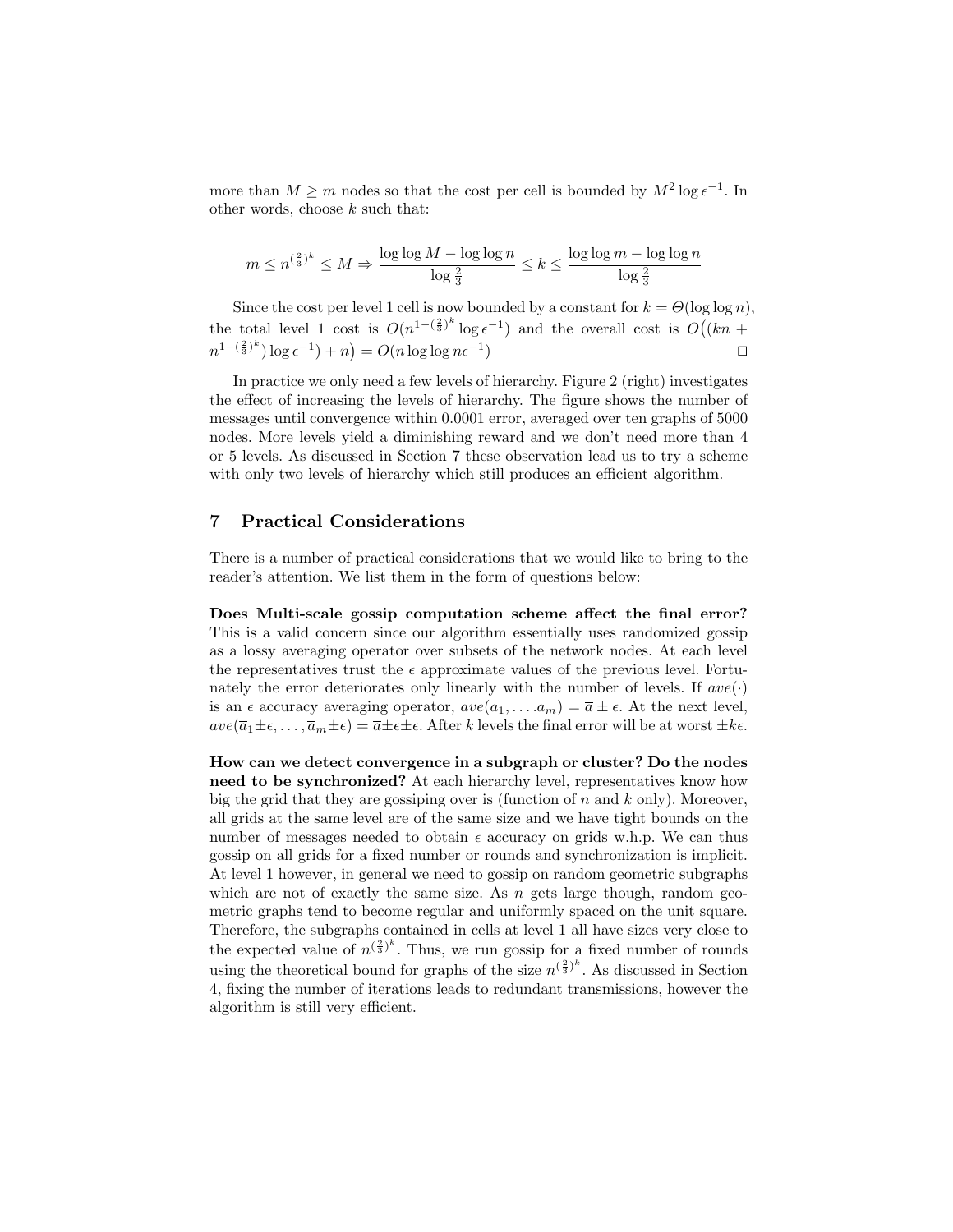more than $M \geq m$ nodes so that the cost per cell is bounded by $M^2 \log \epsilon^{-1}$. In other words, choose $k$ such that:

$$m \leq n^{(\frac{2}{3})^k} \leq M \Rightarrow \frac{\log \log M - \log \log n}{\log \frac{2}{3}} \leq k \leq \frac{\log \log m - \log \log n}{\log \frac{2}{3}}$$

Since the cost per level 1 cell is now bounded by a constant for $k = \Theta(\log \log n)$, the total level 1 cost is $O(n^{1-(\frac{2}{3})^k} \log \epsilon^{-1})$ and the overall cost is $O\big((kn + n^{1-(\frac{2}{3})^k}) \log \epsilon^{-1}) + n\big) = O(n \log \log n\epsilon^{-1})$ □

In practice we only need a few levels of hierarchy. Figure 2 (right) investigates the effect of increasing the levels of hierarchy. The figure shows the number of messages until convergence within 0.0001 error, averaged over ten graphs of 5000 nodes. More levels yield a diminishing reward and we don't need more than 4 or 5 levels. As discussed in Section 7 these observation lead us to try a scheme with only two levels of hierarchy which still produces an efficient algorithm.

## 7 Practical Considerations

There is a number of practical considerations that we would like to bring to the reader's attention. We list them in the form of questions below:

**Does Multi-scale gossip computation scheme affect the final error?** This is a valid concern since our algorithm essentially uses randomized gossip as a lossy averaging operator over subsets of the network nodes. At each level the representatives trust the $\epsilon$ approximate values of the previous level. Fortunately the error deteriorates only linearly with the number of levels. If $ave(\cdot)$ is an $\epsilon$ accuracy averaging operator, $ave(a_1, \ldots . a_m) = \overline{a} \pm \epsilon$. At the next level, $ave(\overline{a}_1 \pm \epsilon, \ldots, \overline{a}_m \pm \epsilon) = \overline{a} \pm \epsilon \pm \epsilon$. After $k$ levels the final error will be at worst $\pm k\epsilon$.

**How can we detect convergence in a subgraph or cluster? Do the nodes need to be synchronized?** At each hierarchy level, representatives know how big the grid that they are gossiping over is (function of $n$ and $k$ only). Moreover, all grids at the same level are of the same size and we have tight bounds on the number of messages needed to obtain $\epsilon$ accuracy on grids w.h.p. We can thus gossip on all grids for a fixed number or rounds and synchronization is implicit. At level 1 however, in general we need to gossip on random geometric subgraphs which are not of exactly the same size. As $n$ gets large though, random geometric graphs tend to become regular and uniformly spaced on the unit square. Therefore, the subgraphs contained in cells at level 1 all have sizes very close to the expected value of $n^{(\frac{2}{3})^k}$. Thus, we run gossip for a fixed number of rounds using the theoretical bound for graphs of the size $n^{(\frac{2}{3})^k}$. As discussed in Section 4, fixing the number of iterations leads to redundant transmissions, however the algorithm is still very efficient.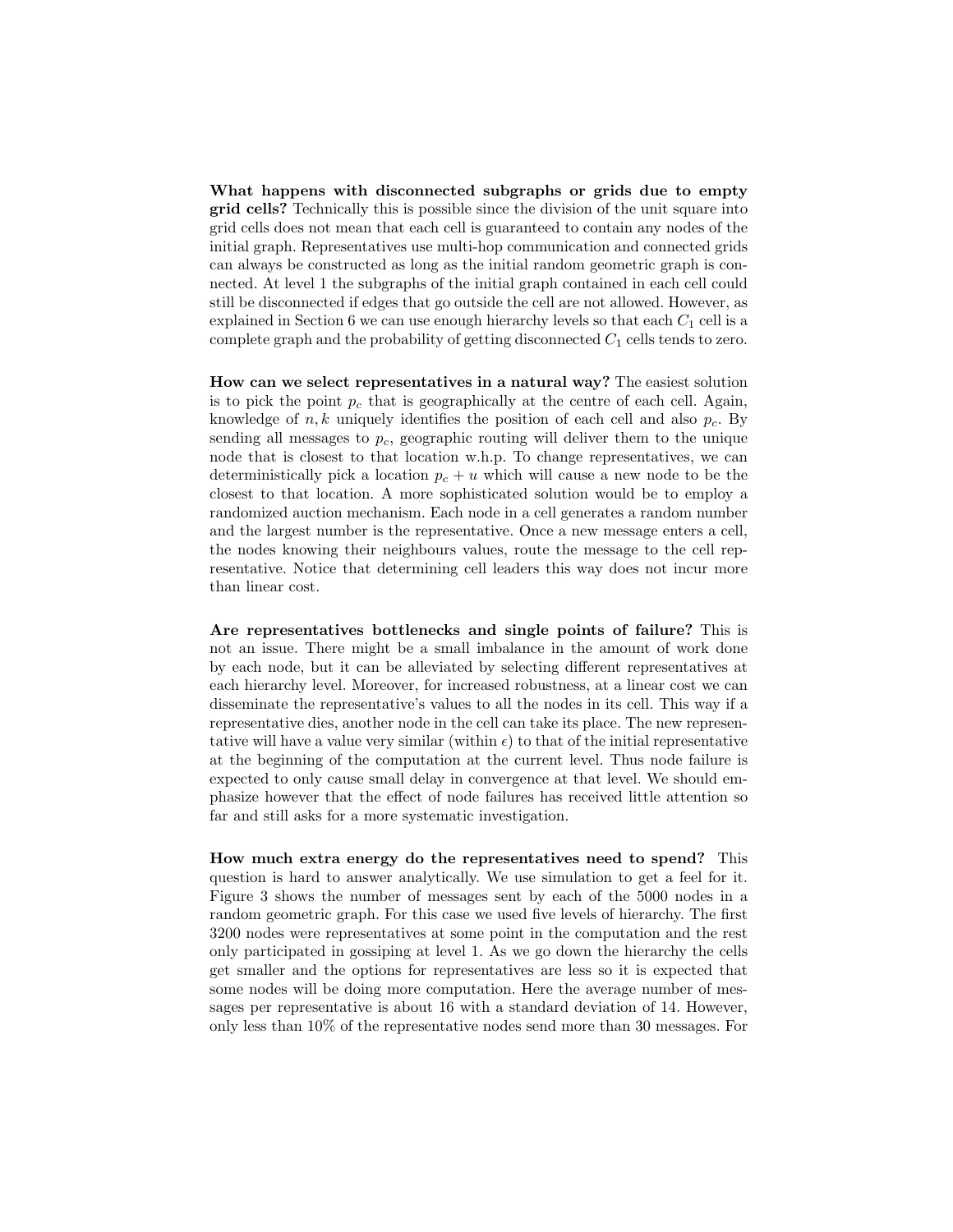**What happens with disconnected subgraphs or grids due to empty grid cells?** Technically this is possible since the division of the unit square into grid cells does not mean that each cell is guaranteed to contain any nodes of the initial graph. Representatives use multi-hop communication and connected grids can always be constructed as long as the initial random geometric graph is connected. At level 1 the subgraphs of the initial graph contained in each cell could still be disconnected if edges that go outside the cell are not allowed. However, as explained in Section 6 we can use enough hierarchy levels so that each $C_1$ cell is a complete graph and the probability of getting disconnected $C_1$ cells tends to zero.

**How can we select representatives in a natural way?** The easiest solution is to pick the point $p_c$ that is geographically at the centre of each cell. Again, knowledge of $n, k$ uniquely identifies the position of each cell and also $p_c$. By sending all messages to $p_c$, geographic routing will deliver them to the unique node that is closest to that location w.h.p. To change representatives, we can deterministically pick a location $p_c + u$ which will cause a new node to be the closest to that location. A more sophisticated solution would be to employ a randomized auction mechanism. Each node in a cell generates a random number and the largest number is the representative. Once a new message enters a cell, the nodes knowing their neighbours values, route the message to the cell representative. Notice that determining cell leaders this way does not incur more than linear cost.

**Are representatives bottlenecks and single points of failure?** This is not an issue. There might be a small imbalance in the amount of work done by each node, but it can be alleviated by selecting different representatives at each hierarchy level. Moreover, for increased robustness, at a linear cost we can disseminate the representative's values to all the nodes in its cell. This way if a representative dies, another node in the cell can take its place. The new representative will have a value very similar (within $\epsilon$) to that of the initial representative at the beginning of the computation at the current level. Thus node failure is expected to only cause small delay in convergence at that level. We should emphasize however that the effect of node failures has received little attention so far and still asks for a more systematic investigation.

**How much extra energy do the representatives need to spend?** This question is hard to answer analytically. We use simulation to get a feel for it. Figure 3 shows the number of messages sent by each of the 5000 nodes in a random geometric graph. For this case we used five levels of hierarchy. The first 3200 nodes were representatives at some point in the computation and the rest only participated in gossiping at level 1. As we go down the hierarchy the cells get smaller and the options for representatives are less so it is expected that some nodes will be doing more computation. Here the average number of messages per representative is about 16 with a standard deviation of 14. However, only less than 10% of the representative nodes send more than 30 messages. For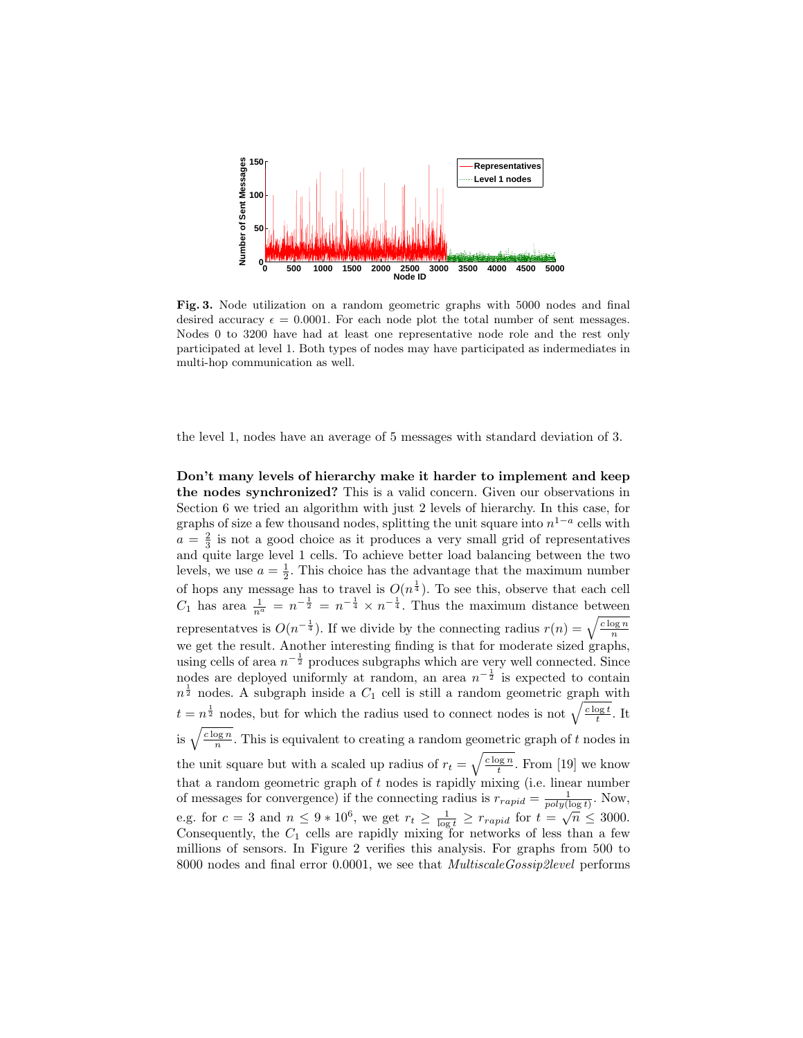**Fig. 3.** Node utilization on a random geometric graphs with 5000 nodes and final desired accuracy $\epsilon = 0.0001$. For each node plot the total number of sent messages. Nodes 0 to 3200 have had at least one representative node role and the rest only participated at level 1. Both types of nodes may have participated as intermediates in multi-hop communication as well.

the level 1, nodes have an average of 5 messages with standard deviation of 3.

**Don't many levels of hierarchy make it harder to implement and keep the nodes synchronized?** This is a valid concern. Given our observations in Section 6 we tried an algorithm with just 2 levels of hierarchy. In this case, for graphs of size a few thousand nodes, splitting the unit square into $n^{1-a}$ cells with $a = \frac{2}{3}$ is not a good choice as it produces a very small grid of representatives and quite large level 1 cells. To achieve better load balancing between the two levels, we use $a = \frac{1}{2}$. This choice has the advantage that the maximum number of hops any message has to travel is $O(n^{\frac{1}{4}})$. To see this, observe that each cell $C_1$ has area $\frac{1}{n^a} = n^{-\frac{1}{2}} = n^{-\frac{1}{4}} \times n^{-\frac{1}{4}}$. Thus the maximum distance between representatves is $O(n^{-\frac{1}{4}})$. If we divide by the connecting radius $r(n) = \sqrt{\frac{c \log n}{n}}$ we get the result. Another interesting finding is that for moderate sized graphs, using cells of area $n^{-\frac{1}{2}}$ produces subgraphs which are very well connected. Since nodes are deployed uniformly at random, an area $n^{-\frac{1}{2}}$ is expected to contain $n^{\frac{1}{2}}$ nodes. A subgraph inside a $C_1$ cell is still a random geometric graph with $t = n^{\frac{1}{2}}$ nodes, but for which the radius used to connect nodes is not $\sqrt{\frac{c \log t}{t}}$. It is $\sqrt{\frac{c \log n}{n}}$. This is equivalent to creating a random geometric graph of $t$ nodes in the unit square but with a scaled up radius of $r_t = \sqrt{\frac{c \log n}{t}}$. From [19] we know that a random geometric graph of $t$ nodes is rapidly mixing (i.e. linear number of messages for convergence) if the connecting radius is $r_{rapid} = \frac{1}{poly(\log t)}$. Now, e.g. for $c = 3$ and $n \leq 9 * 10^6$, we get $r_t \geq \frac{1}{\log t} \geq r_{rapid}$ for $t = \sqrt{n} \leq 3000$. Consequently, the $C_1$ cells are rapidly mixing for networks of less than a few millions of sensors. In Figure 2 verifies this analysis. For graphs from 500 to 8000 nodes and final error 0.0001, we see that *MultiscaleGossip2level* performs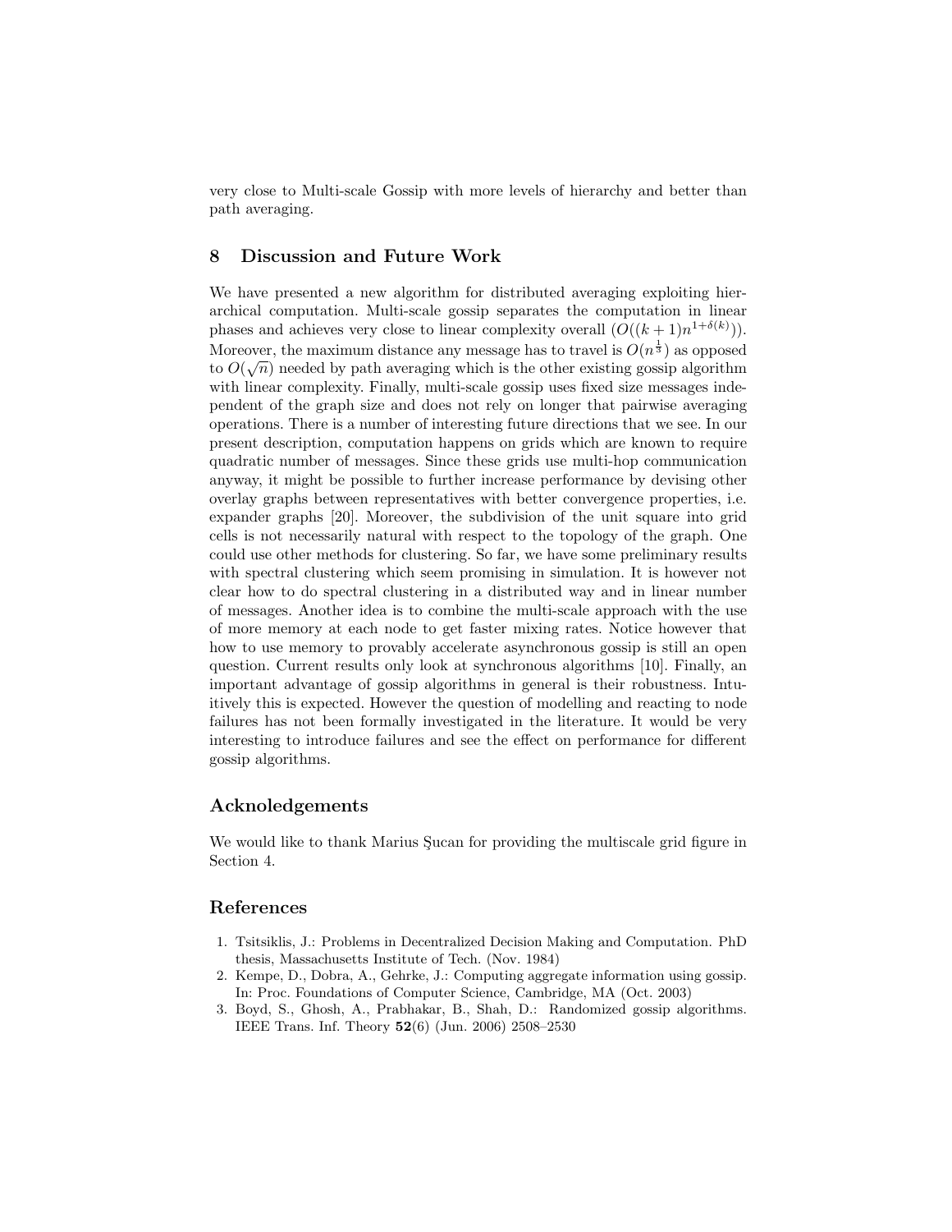very close to Multi-scale Gossip with more levels of hierarchy and better than path averaging.

## 8 Discussion and Future Work

We have presented a new algorithm for distributed averaging exploiting hierarchical computation. Multi-scale gossip separates the computation in linear phases and achieves very close to linear complexity overall ($O((k+1)n^{1+\delta(k)})$). Moreover, the maximum distance any message has to travel is $O(n^{\frac{1}{3}})$ as opposed to $O(\sqrt{n})$ needed by path averaging which is the other existing gossip algorithm with linear complexity. Finally, multi-scale gossip uses fixed size messages independent of the graph size and does not rely on longer that pairwise averaging operations. There is a number of interesting future directions that we see. In our present description, computation happens on grids which are known to require quadratic number of messages. Since these grids use multi-hop communication anyway, it might be possible to further increase performance by devising other overlay graphs between representatives with better convergence properties, i.e. expander graphs [20]. Moreover, the subdivision of the unit square into grid cells is not necessarily natural with respect to the topology of the graph. One could use other methods for clustering. So far, we have some preliminary results with spectral clustering which seem promising in simulation. It is however not clear how to do spectral clustering in a distributed way and in linear number of messages. Another idea is to combine the multi-scale approach with the use of more memory at each node to get faster mixing rates. Notice however that how to use memory to provably accelerate asynchronous gossip is still an open question. Current results only look at synchronous algorithms [10]. Finally, an important advantage of gossip algorithms in general is their robustness. Intuitively this is expected. However the question of modelling and reacting to node failures has not been formally investigated in the literature. It would be very interesting to introduce failures and see the effect on performance for different gossip algorithms.

## Acknoledgements

We would like to thank Marius Şucan for providing the multiscale grid figure in Section 4.

## References

1. Tsitsiklis, J.: Problems in Decentralized Decision Making and Computation. PhD thesis, Massachusetts Institute of Tech. (Nov. 1984)
2. Kempe, D., Dobra, A., Gehrke, J.: Computing aggregate information using gossip. In: Proc. Foundations of Computer Science, Cambridge, MA (Oct. 2003)
3. Boyd, S., Ghosh, A., Prabhakar, B., Shah, D.: Randomized gossip algorithms. IEEE Trans. Inf. Theory **52**(6) (Jun. 2006) 2508–2530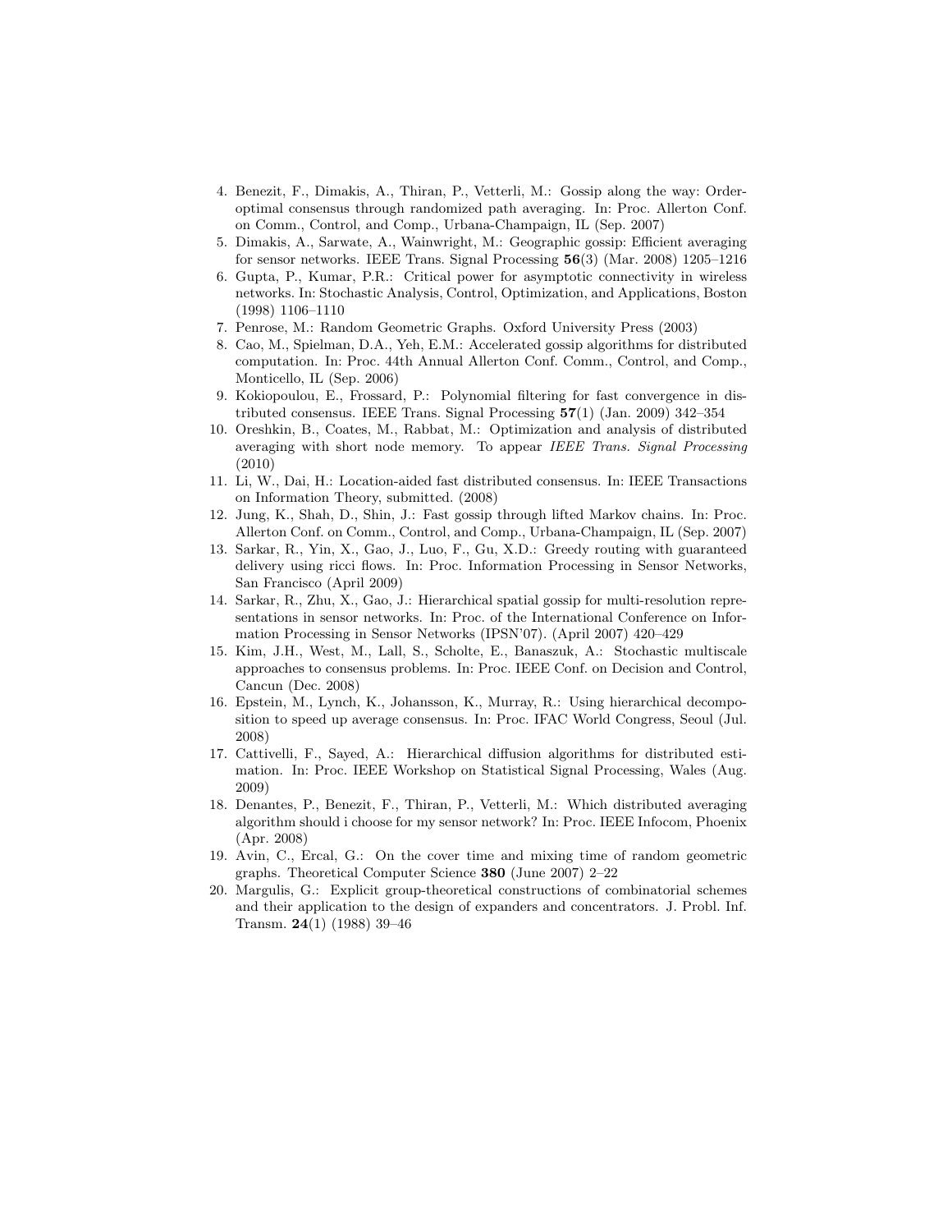4. Benezit, F., Dimakis, A., Thiran, P., Vetterli, M.: Gossip along the way: Order-optimal consensus through randomized path averaging. In: Proc. Allerton Conf. on Comm., Control, and Comp., Urbana-Champaign, IL (Sep. 2007)
5. Dimakis, A., Sarwate, A., Wainwright, M.: Geographic gossip: Efficient averaging for sensor networks. IEEE Trans. Signal Processing **56**(3) (Mar. 2008) 1205–1216
6. Gupta, P., Kumar, P.R.: Critical power for asymptotic connectivity in wireless networks. In: Stochastic Analysis, Control, Optimization, and Applications, Boston (1998) 1106–1110
7. Penrose, M.: Random Geometric Graphs. Oxford University Press (2003)
8. Cao, M., Spielman, D.A., Yeh, E.M.: Accelerated gossip algorithms for distributed computation. In: Proc. 44th Annual Allerton Conf. Comm., Control, and Comp., Monticello, IL (Sep. 2006)
9. Kokiopoulou, E., Frossard, P.: Polynomial filtering for fast convergence in distributed consensus. IEEE Trans. Signal Processing **57**(1) (Jan. 2009) 342–354
10. Oreshkin, B., Coates, M., Rabbat, M.: Optimization and analysis of distributed averaging with short node memory. To appear *IEEE Trans. Signal Processing* (2010)
11. Li, W., Dai, H.: Location-aided fast distributed consensus. In: IEEE Transactions on Information Theory, submitted. (2008)
12. Jung, K., Shah, D., Shin, J.: Fast gossip through lifted Markov chains. In: Proc. Allerton Conf. on Comm., Control, and Comp., Urbana-Champaign, IL (Sep. 2007)
13. Sarkar, R., Yin, X., Gao, J., Luo, F., Gu, X.D.: Greedy routing with guaranteed delivery using ricci flows. In: Proc. Information Processing in Sensor Networks, San Francisco (April 2009)
14. Sarkar, R., Zhu, X., Gao, J.: Hierarchical spatial gossip for multi-resolution representations in sensor networks. In: Proc. of the International Conference on Information Processing in Sensor Networks (IPSN'07). (April 2007) 420–429
15. Kim, J.H., West, M., Lall, S., Scholte, E., Banaszuk, A.: Stochastic multiscale approaches to consensus problems. In: Proc. IEEE Conf. on Decision and Control, Cancun (Dec. 2008)
16. Epstein, M., Lynch, K., Johansson, K., Murray, R.: Using hierarchical decomposition to speed up average consensus. In: Proc. IFAC World Congress, Seoul (Jul. 2008)
17. Cattivelli, F., Sayed, A.: Hierarchical diffusion algorithms for distributed estimation. In: Proc. IEEE Workshop on Statistical Signal Processing, Wales (Aug. 2009)
18. Denantes, P., Benezit, F., Thiran, P., Vetterli, M.: Which distributed averaging algorithm should i choose for my sensor network? In: Proc. IEEE Infocom, Phoenix (Apr. 2008)
19. Avin, C., Ercal, G.: On the cover time and mixing time of random geometric graphs. Theoretical Computer Science **380** (June 2007) 2–22
20. Margulis, G.: Explicit group-theoretical constructions of combinatorial schemes and their application to the design of expanders and concentrators. J. Probl. Inf. Transm. **24**(1) (1988) 39–46